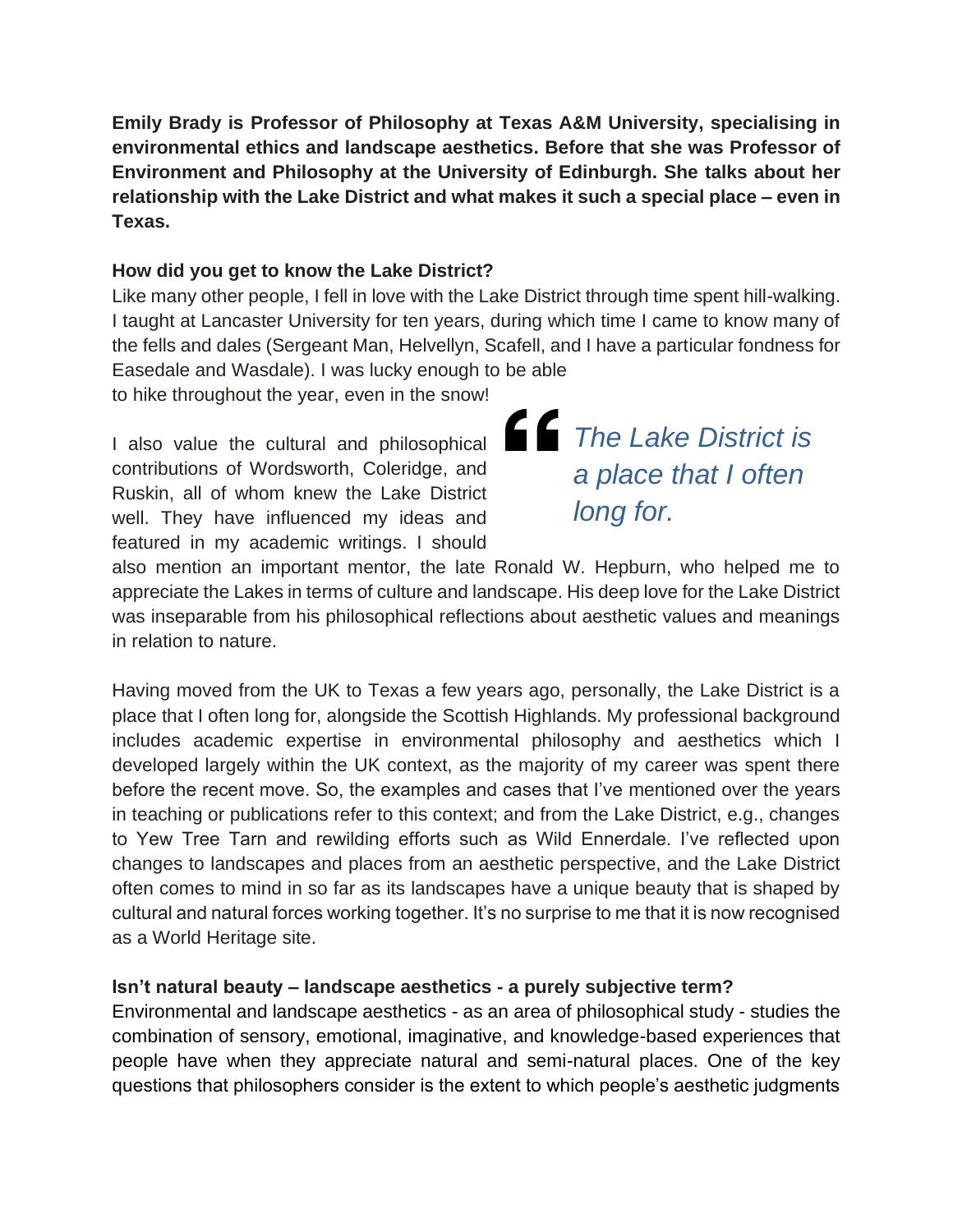**Emily Brady is Professor of Philosophy at Texas A&M University, specialising in environmental ethics and landscape aesthetics. Before that she was Professor of Environment and Philosophy at the University of Edinburgh. She talks about her relationship with the Lake District and what makes it such a special place – even in Texas.**

**How did you get to know the Lake District?**

Like many other people, I fell in love with the Lake District through time spent hill-walking. I taught at Lancaster University for ten years, during which time I came to know many of the fells and dales (Sergeant Man, Helvellyn, Scafell, and I have a particular fondness for Easedale and Wasdale). I was lucky enough to be able to hike throughout the year, even in the snow!

> *"The Lake District is a place that I often long for.*

I also value the cultural and philosophical contributions of Wordsworth, Coleridge, and Ruskin, all of whom knew the Lake District well. They have influenced my ideas and featured in my academic writings. I should also mention an important mentor, the late Ronald W. Hepburn, who helped me to appreciate the Lakes in terms of culture and landscape. His deep love for the Lake District was inseparable from his philosophical reflections about aesthetic values and meanings in relation to nature.

Having moved from the UK to Texas a few years ago, personally, the Lake District is a place that I often long for, alongside the Scottish Highlands. My professional background includes academic expertise in environmental philosophy and aesthetics which I developed largely within the UK context, as the majority of my career was spent there before the recent move. So, the examples and cases that I've mentioned over the years in teaching or publications refer to this context; and from the Lake District, e.g., changes to Yew Tree Tarn and rewilding efforts such as Wild Ennerdale. I've reflected upon changes to landscapes and places from an aesthetic perspective, and the Lake District often comes to mind in so far as its landscapes have a unique beauty that is shaped by cultural and natural forces working together. It's no surprise to me that it is now recognised as a World Heritage site.

**Isn't natural beauty – landscape aesthetics - a purely subjective term?**

Environmental and landscape aesthetics - as an area of philosophical study - studies the combination of sensory, emotional, imaginative, and knowledge-based experiences that people have when they appreciate natural and semi-natural places. One of the key questions that philosophers consider is the extent to which people's aesthetic judgments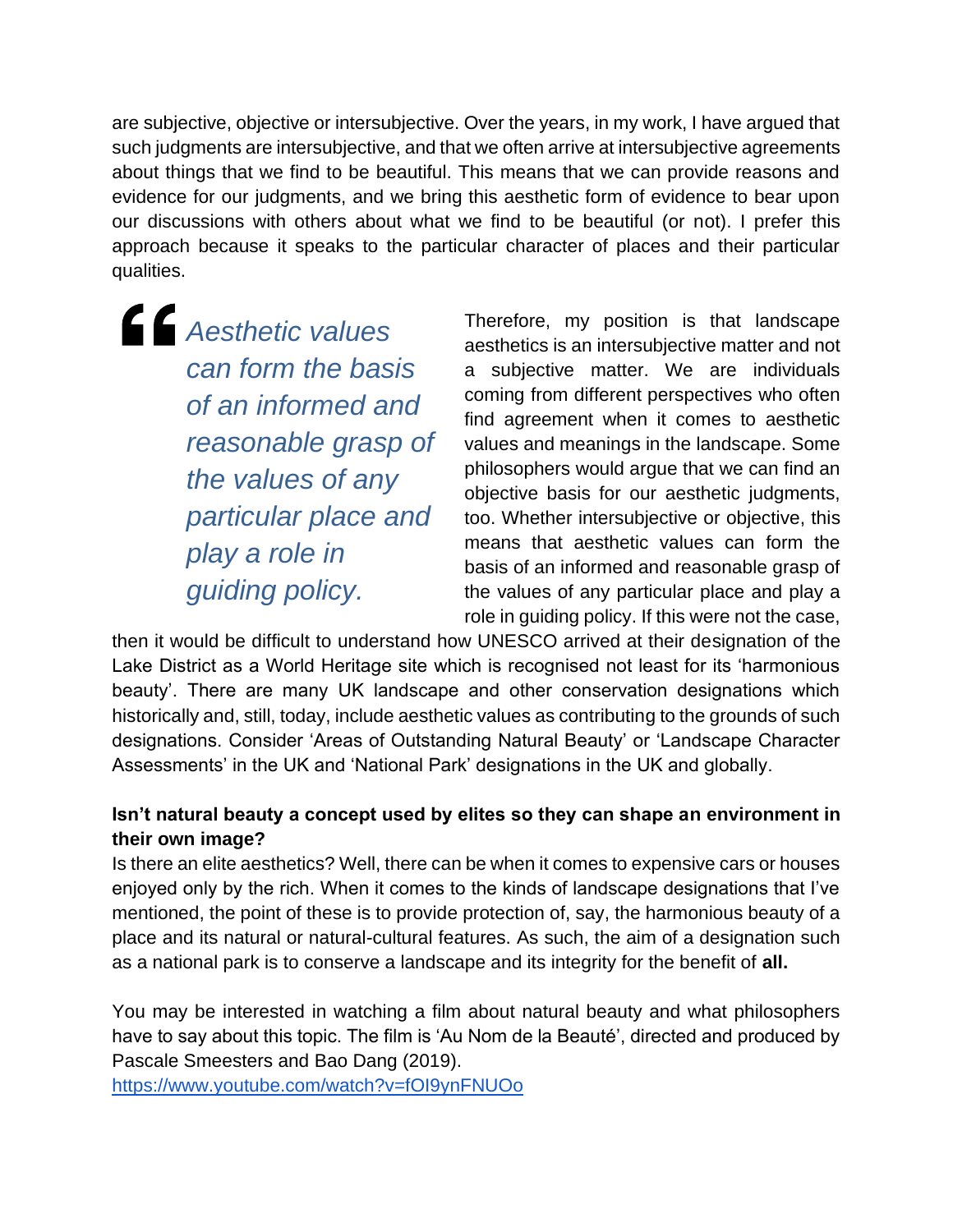are subjective, objective or intersubjective. Over the years, in my work, I have argued that such judgments are intersubjective, and that we often arrive at intersubjective agreements about things that we find to be beautiful. This means that we can provide reasons and evidence for our judgments, and we bring this aesthetic form of evidence to bear upon our discussions with others about what we find to be beautiful (or not). I prefer this approach because it speaks to the particular character of places and their particular qualities.

> *Aesthetic values can form the basis of an informed and reasonable grasp of the values of any particular place and play a role in guiding policy.*

Therefore, my position is that landscape aesthetics is an intersubjective matter and not a subjective matter. We are individuals coming from different perspectives who often find agreement when it comes to aesthetic values and meanings in the landscape. Some philosophers would argue that we can find an objective basis for our aesthetic judgments, too. Whether intersubjective or objective, this means that aesthetic values can form the basis of an informed and reasonable grasp of the values of any particular place and play a role in guiding policy. If this were not the case, then it would be difficult to understand how UNESCO arrived at their designation of the Lake District as a World Heritage site which is recognised not least for its 'harmonious beauty'. There are many UK landscape and other conservation designations which historically and, still, today, include aesthetic values as contributing to the grounds of such designations. Consider 'Areas of Outstanding Natural Beauty' or 'Landscape Character Assessments' in the UK and 'National Park' designations in the UK and globally.

**Isn't natural beauty a concept used by elites so they can shape an environment in their own image?**

Is there an elite aesthetics? Well, there can be when it comes to expensive cars or houses enjoyed only by the rich. When it comes to the kinds of landscape designations that I've mentioned, the point of these is to provide protection of, say, the harmonious beauty of a place and its natural or natural-cultural features. As such, the aim of a designation such as a national park is to conserve a landscape and its integrity for the benefit of **all.**

You may be interested in watching a film about natural beauty and what philosophers have to say about this topic. The film is 'Au Nom de la Beauté', directed and produced by Pascale Smeesters and Bao Dang (2019).
https://www.youtube.com/watch?v=fOI9ynFNUOo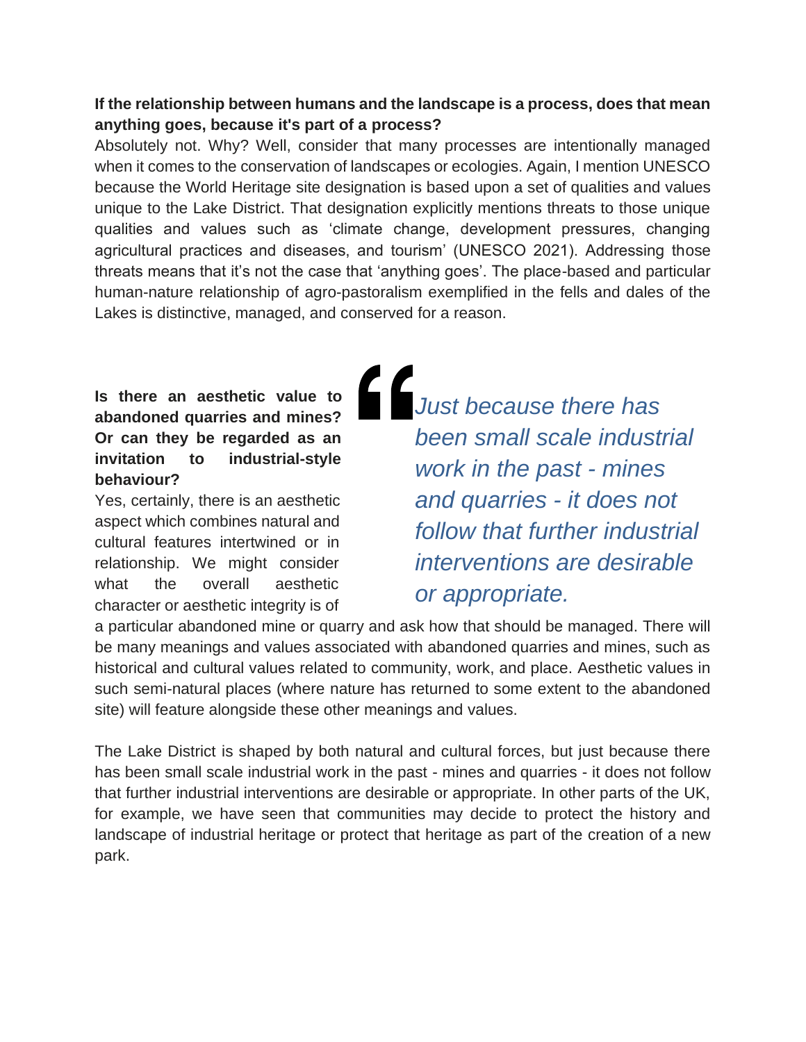**If the relationship between humans and the landscape is a process, does that mean anything goes, because it's part of a process?**

Absolutely not. Why? Well, consider that many processes are intentionally managed when it comes to the conservation of landscapes or ecologies. Again, I mention UNESCO because the World Heritage site designation is based upon a set of qualities and values unique to the Lake District. That designation explicitly mentions threats to those unique qualities and values such as 'climate change, development pressures, changing agricultural practices and diseases, and tourism' (UNESCO 2021). Addressing those threats means that it's not the case that 'anything goes'. The place-based and particular human-nature relationship of agro-pastoralism exemplified in the fells and dales of the Lakes is distinctive, managed, and conserved for a reason.

**Is there an aesthetic value to abandoned quarries and mines? Or can they be regarded as an invitation to industrial-style behaviour?**

> *"Just because there has been small scale industrial work in the past - mines and quarries - it does not follow that further industrial interventions are desirable or appropriate.*

Yes, certainly, there is an aesthetic aspect which combines natural and cultural features intertwined or in relationship. We might consider what the overall aesthetic character or aesthetic integrity is of a particular abandoned mine or quarry and ask how that should be managed. There will be many meanings and values associated with abandoned quarries and mines, such as historical and cultural values related to community, work, and place. Aesthetic values in such semi-natural places (where nature has returned to some extent to the abandoned site) will feature alongside these other meanings and values.

The Lake District is shaped by both natural and cultural forces, but just because there has been small scale industrial work in the past - mines and quarries - it does not follow that further industrial interventions are desirable or appropriate. In other parts of the UK, for example, we have seen that communities may decide to protect the history and landscape of industrial heritage or protect that heritage as part of the creation of a new park.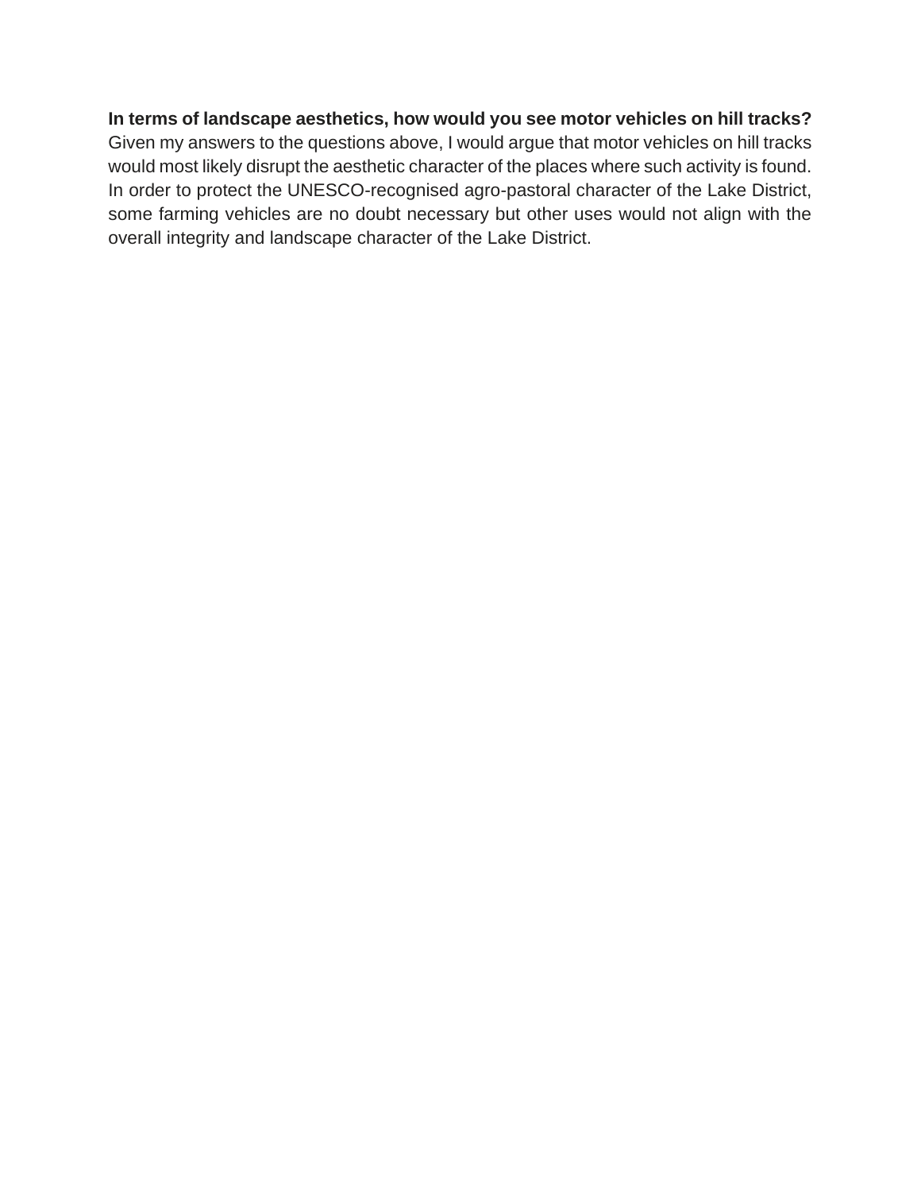**In terms of landscape aesthetics, how would you see motor vehicles on hill tracks?**
Given my answers to the questions above, I would argue that motor vehicles on hill tracks would most likely disrupt the aesthetic character of the places where such activity is found. In order to protect the UNESCO-recognised agro-pastoral character of the Lake District, some farming vehicles are no doubt necessary but other uses would not align with the overall integrity and landscape character of the Lake District.